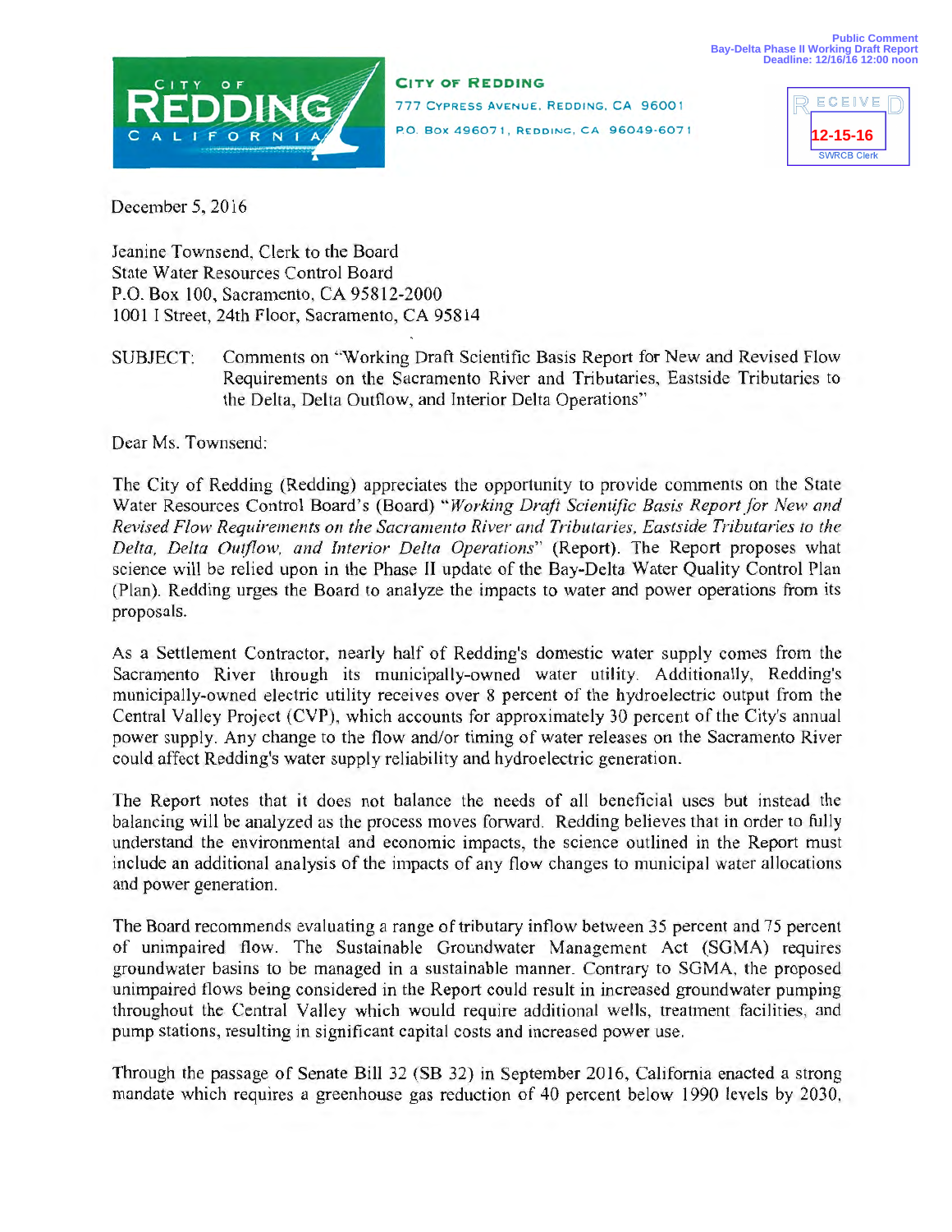Public Comment
Bay-Delta Phase II Working Draft Report
Deadline: 12/16/16 12:00 noon

**CITY OF REDDING**
777 CYPRESS AVENUE, REDDING, CA 96001
P.O. BOX 496071, REDDING, CA 96049-6071

RECEIVED
12-15-16
SWRCB Clerk

December 5, 2016

Jeanine Townsend, Clerk to the Board
State Water Resources Control Board
P.O. Box 100, Sacramento, CA 95812-2000
1001 I Street, 24th Floor, Sacramento, CA 95814

SUBJECT: Comments on "Working Draft Scientific Basis Report for New and Revised Flow Requirements on the Sacramento River and Tributaries, Eastside Tributaries to the Delta, Delta Outflow, and Interior Delta Operations"

Dear Ms. Townsend:

The City of Redding (Redding) appreciates the opportunity to provide comments on the State Water Resources Control Board's (Board) "*Working Draft Scientific Basis Report for New and Revised Flow Requirements on the Sacramento River and Tributaries, Eastside Tributaries to the Delta, Delta Outflow, and Interior Delta Operations*" (Report). The Report proposes what science will be relied upon in the Phase II update of the Bay-Delta Water Quality Control Plan (Plan). Redding urges the Board to analyze the impacts to water and power operations from its proposals.

As a Settlement Contractor, nearly half of Redding's domestic water supply comes from the Sacramento River through its municipally-owned water utility. Additionally, Redding's municipally-owned electric utility receives over 8 percent of the hydroelectric output from the Central Valley Project (CVP), which accounts for approximately 30 percent of the City's annual power supply. Any change to the flow and/or timing of water releases on the Sacramento River could affect Redding's water supply reliability and hydroelectric generation.

The Report notes that it does not balance the needs of all beneficial uses but instead the balancing will be analyzed as the process moves forward. Redding believes that in order to fully understand the environmental and economic impacts, the science outlined in the Report must include an additional analysis of the impacts of any flow changes to municipal water allocations and power generation.

The Board recommends evaluating a range of tributary inflow between 35 percent and 75 percent of unimpaired flow. The Sustainable Groundwater Management Act (SGMA) requires groundwater basins to be managed in a sustainable manner. Contrary to SGMA, the proposed unimpaired flows being considered in the Report could result in increased groundwater pumping throughout the Central Valley which would require additional wells, treatment facilities, and pump stations, resulting in significant capital costs and increased power use.

Through the passage of Senate Bill 32 (SB 32) in September 2016, California enacted a strong mandate which requires a greenhouse gas reduction of 40 percent below 1990 levels by 2030,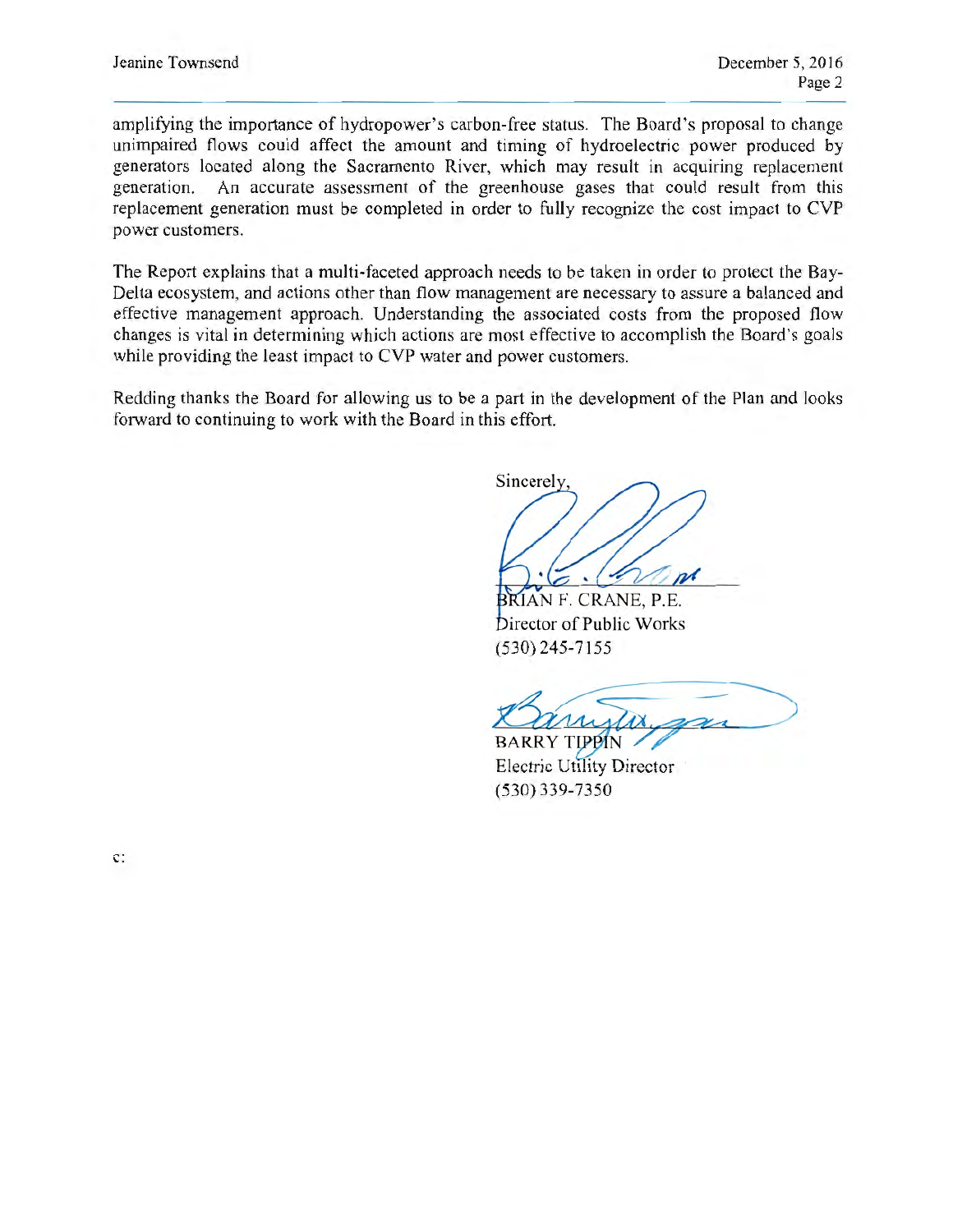amplifying the importance of hydropower's carbon-free status. The Board's proposal to change unimpaired flows could affect the amount and timing of hydroelectric power produced by generators located along the Sacramento River, which may result in acquiring replacement generation. An accurate assessment of the greenhouse gases that could result from this replacement generation must be completed in order to fully recognize the cost impact to CVP power customers.

The Report explains that a multi-faceted approach needs to be taken in order to protect the Bay-Delta ecosystem, and actions other than flow management are necessary to assure a balanced and effective management approach. Understanding the associated costs from the proposed flow changes is vital in determining which actions are most effective to accomplish the Board's goals while providing the least impact to CVP water and power customers.

Redding thanks the Board for allowing us to be a part in the development of the Plan and looks forward to continuing to work with the Board in this effort.

Sincerely,

BRIAN F. CRANE, P.E.
Director of Public Works
(530) 245-7155

BARRY TIPPIN
Electric Utility Director
(530) 339-7350

c: